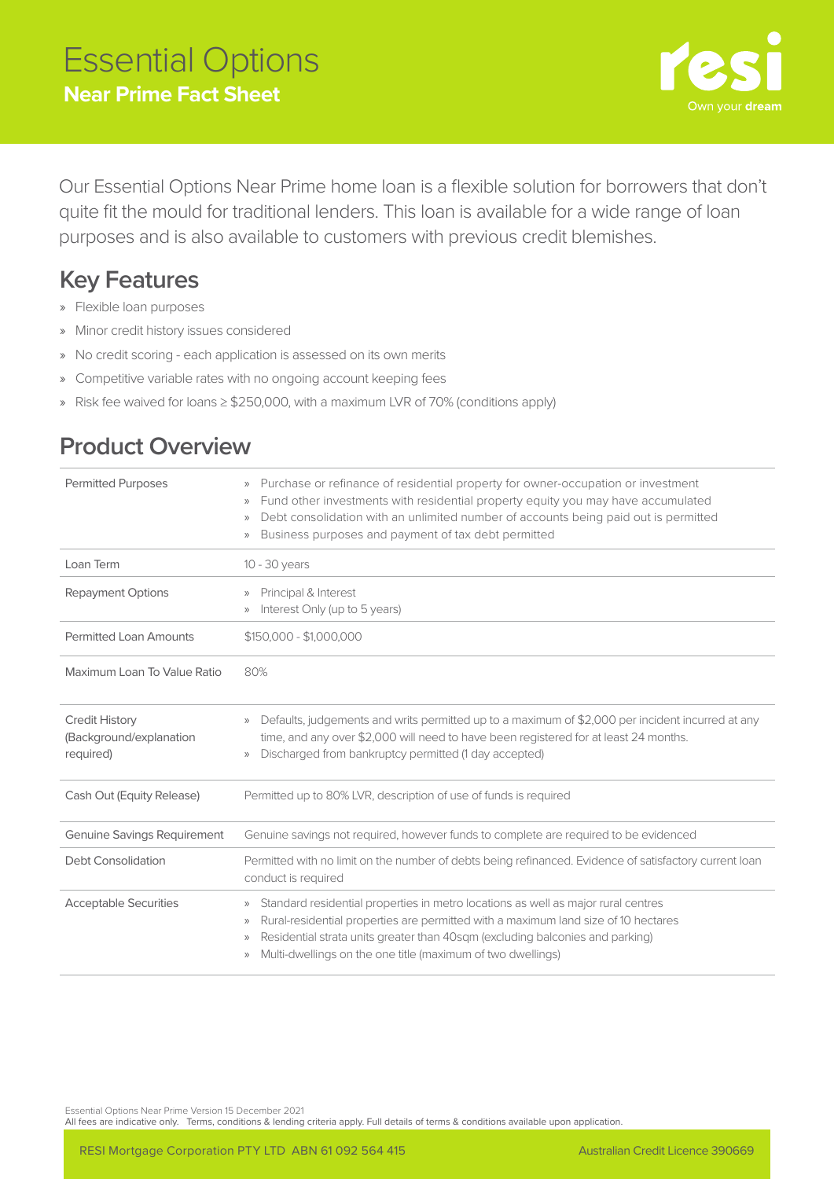# Essential Options

## Near Prime Fact Sheet

resi
Own your **dream**

Our Essential Options Near Prime home loan is a flexible solution for borrowers that don't quite fit the mould for traditional lenders. This loan is available for a wide range of loan purposes and is also available to customers with previous credit blemishes.

## Key Features

- Flexible loan purposes
- Minor credit history issues considered
- No credit scoring - each application is assessed on its own merits
- Competitive variable rates with no ongoing account keeping fees
- Risk fee waived for loans ≥ $250,000, with a maximum LVR of 70% (conditions apply)

## Product Overview

| | |
|---|---|
| Permitted Purposes | » Purchase or refinance of residential property for owner-occupation or investment<br>» Fund other investments with residential property equity you may have accumulated<br>» Debt consolidation with an unlimited number of accounts being paid out is permitted<br>» Business purposes and payment of tax debt permitted |
| Loan Term | 10 - 30 years |
| Repayment Options | » Principal & Interest<br>» Interest Only (up to 5 years) |
| Permitted Loan Amounts | $150,000 - $1,000,000 |
| Maximum Loan To Value Ratio | 80% |
| Credit History (Background/explanation required) | » Defaults, judgements and writs permitted up to a maximum of $2,000 per incident incurred at any time, and any over $2,000 will need to have been registered for at least 24 months.<br>» Discharged from bankruptcy permitted (1 day accepted) |
| Cash Out (Equity Release) | Permitted up to 80% LVR, description of use of funds is required |
| Genuine Savings Requirement | Genuine savings not required, however funds to complete are required to be evidenced |
| Debt Consolidation | Permitted with no limit on the number of debts being refinanced. Evidence of satisfactory current loan conduct is required |
| Acceptable Securities | » Standard residential properties in metro locations as well as major rural centres<br>» Rural-residential properties are permitted with a maximum land size of 10 hectares<br>» Residential strata units greater than 40sqm (excluding balconies and parking)<br>» Multi-dwellings on the one title (maximum of two dwellings) |

Essential Options Near Prime Version 15 December 2021
All fees are indicative only. Terms, conditions & lending criteria apply. Full details of terms & conditions available upon application.

RESI Mortgage Corporation PTY LTD ABN 61 092 564 415 Australian Credit Licence 390669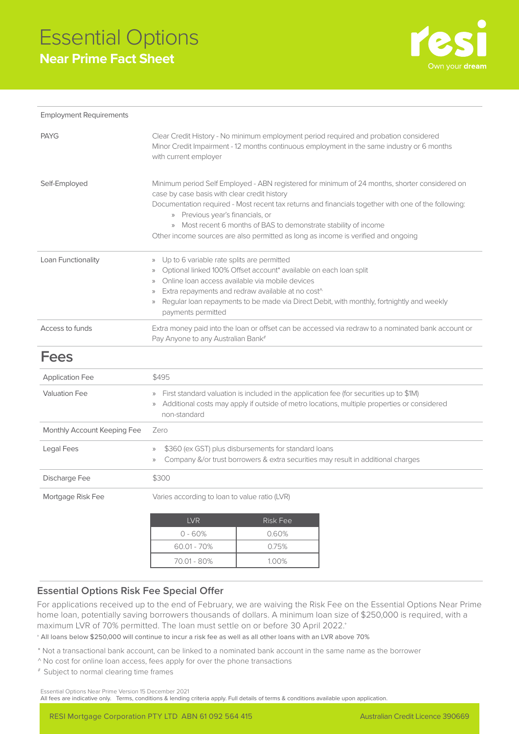# Essential Options

## Near Prime Fact Sheet

resi
Own your **dream**

| | |
|---|---|
| Employment Requirements | |
| PAYG | Clear Credit History - No minimum employment period required and probation considered<br>Minor Credit Impairment - 12 months continuous employment in the same industry or 6 months with current employer |
| Self-Employed | Minimum period Self Employed - ABN registered for minimum of 24 months, shorter considered on case by case basis with clear credit history<br>Documentation required - Most recent tax returns and financials together with one of the following:<br>» Previous year's financials, or<br>» Most recent 6 months of BAS to demonstrate stability of income<br>Other income sources are also permitted as long as income is verified and ongoing |
| Loan Functionality | » Up to 6 variable rate splits are permitted<br>» Optional linked 100% Offset account* available on each loan split<br>» Online loan access available via mobile devices<br>» Extra repayments and redraw available at no cost^<br>» Regular loan repayments to be made via Direct Debit, with monthly, fortnightly and weekly payments permitted |
| Access to funds | Extra money paid into the loan or offset can be accessed via redraw to a nominated bank account or Pay Anyone to any Australian Bank# |

## Fees

| | |
|---|---|
| Application Fee | $495 |
| Valuation Fee | » First standard valuation is included in the application fee (for securities up to $1M)<br>» Additional costs may apply if outside of metro locations, multiple properties or considered non-standard |
| Monthly Account Keeping Fee | Zero |
| Legal Fees | » $360 (ex GST) plus disbursements for standard loans<br>» Company &/or trust borrowers & extra securities may result in additional charges |
| Discharge Fee | $300 |
| Mortgage Risk Fee | Varies according to loan to value ratio (LVR) |

| LVR | Risk Fee |
|---|---|
| 0 - 60% | 0.60% |
| 60.01 - 70% | 0.75% |
| 70.01 - 80% | 1.00% |

### Essential Options Risk Fee Special Offer

For applications received up to the end of February, we are waiving the Risk Fee on the Essential Options Near Prime home loan, potentially saving borrowers thousands of dollars. A minimum loan size of $250,000 is required, with a maximum LVR of 70% permitted. The loan must settle on or before 30 April 2022.+

+ All loans below $250,000 will continue to incur a risk fee as well as all other loans with an LVR above 70%

* Not a transactional bank account, can be linked to a nominated bank account in the same name as the borrower

^ No cost for online loan access, fees apply for over the phone transactions

# Subject to normal clearing time frames

Essential Options Near Prime Version 15 December 2021
All fees are indicative only. Terms, conditions & lending criteria apply. Full details of terms & conditions available upon application.

RESI Mortgage Corporation PTY LTD ABN 61 092 564 415 Australian Credit Licence 390669